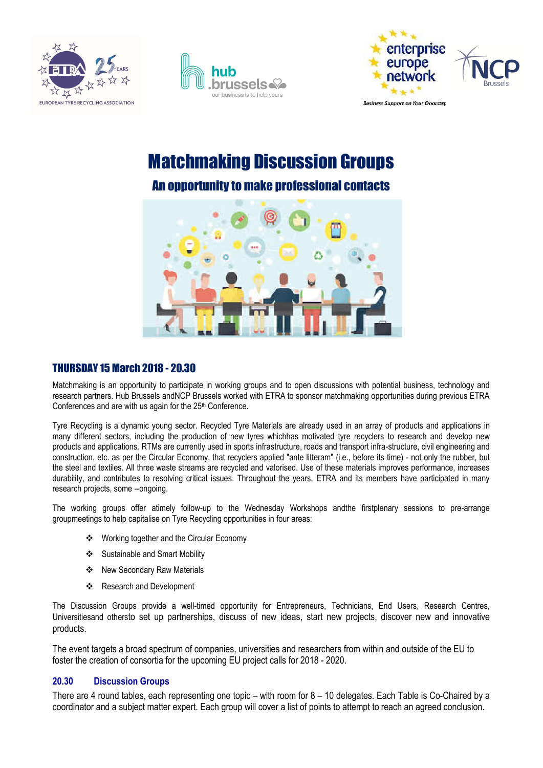# Matchmaking Discussion Groups

## An opportunity to make professional contacts

### THURSDAY 15 March 2018 - 20.30

Matchmaking is an opportunity to participate in working groups and to open discussions with potential business, technology and research partners. Hub Brussels andNCP Brussels worked with ETRA to sponsor matchmaking opportunities during previous ETRA Conferences and are with us again for the 25th Conference.

Tyre Recycling is a dynamic young sector. Recycled Tyre Materials are already used in an array of products and applications in many different sectors, including the production of new tyres whichhas motivated tyre recyclers to research and develop new products and applications. RTMs are currently used in sports infrastructure, roads and transport infra-structure, civil engineering and construction, etc. as per the Circular Economy, that recyclers applied "ante litteram" (i.e., before its time) - not only the rubber, but the steel and textiles. All three waste streams are recycled and valorised. Use of these materials improves performance, increases durability, and contributes to resolving critical issues. Throughout the years, ETRA and its members have participated in many research projects, some --ongoing.

The working groups offer atimely follow-up to the Wednesday Workshops andthe firstplenary sessions to pre-arrange groupmeetings to help capitalise on Tyre Recycling opportunities in four areas:

- Working together and the Circular Economy
- Sustainable and Smart Mobility
- New Secondary Raw Materials
- Research and Development

The Discussion Groups provide a well-timed opportunity for Entrepreneurs, Technicians, End Users, Research Centres, Universitiesand othersto set up partnerships, discuss of new ideas, start new projects, discover new and innovative products.

The event targets a broad spectrum of companies, universities and researchers from within and outside of the EU to foster the creation of consortia for the upcoming EU project calls for 2018 - 2020.

**20.30 Discussion Groups**

There are 4 round tables, each representing one topic – with room for 8 – 10 delegates. Each Table is Co-Chaired by a coordinator and a subject matter expert. Each group will cover a list of points to attempt to reach an agreed conclusion.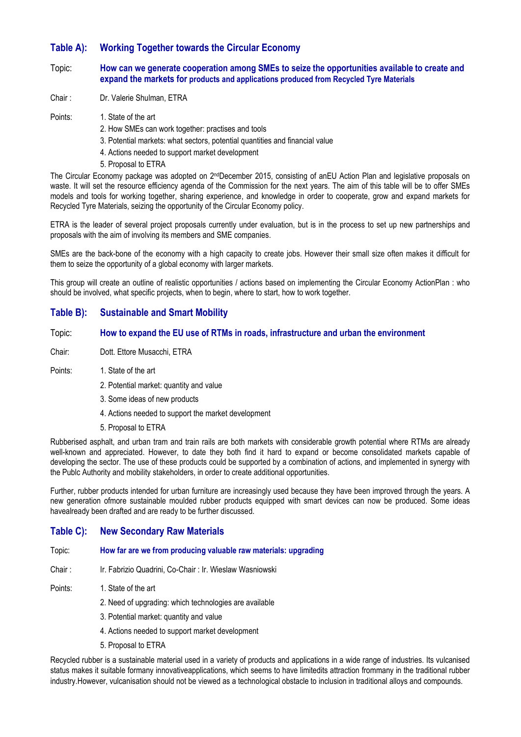## Table A): Working Together towards the Circular Economy

Topic: **How can we generate cooperation among SMEs to seize the opportunities available to create and expand the markets for products and applications produced from Recycled Tyre Materials**

Chair : Dr. Valerie Shulman, ETRA

Points:
1. State of the art
2. How SMEs can work together: practises and tools
3. Potential markets: what sectors, potential quantities and financial value
4. Actions needed to support market development
5. Proposal to ETRA

The Circular Economy package was adopted on 2nd December 2015, consisting of anEU Action Plan and legislative proposals on waste. It will set the resource efficiency agenda of the Commission for the next years. The aim of this table will be to offer SMEs models and tools for working together, sharing experience, and knowledge in order to cooperate, grow and expand markets for Recycled Tyre Materials, seizing the opportunity of the Circular Economy policy.

ETRA is the leader of several project proposals currently under evaluation, but is in the process to set up new partnerships and proposals with the aim of involving its members and SME companies.

SMEs are the back-bone of the economy with a high capacity to create jobs. However their small size often makes it difficult for them to seize the opportunity of a global economy with larger markets.

This group will create an outline of realistic opportunities / actions based on implementing the Circular Economy ActionPlan : who should be involved, what specific projects, when to begin, where to start, how to work together.

## Table B): Sustainable and Smart Mobility

Topic: **How to expand the EU use of RTMs in roads, infrastructure and urban the environment**

Chair: Dott. Ettore Musacchi, ETRA

Points:
1. State of the art
2. Potential market: quantity and value
3. Some ideas of new products
4. Actions needed to support the market development
5. Proposal to ETRA

Rubberised asphalt, and urban tram and train rails are both markets with considerable growth potential where RTMs are already well-known and appreciated. However, to date they both find it hard to expand or become consolidated markets capable of developing the sector. The use of these products could be supported by a combination of actions, and implemented in synergy with the Publc Authority and mobility stakeholders, in order to create additional opportunities.

Further, rubber products intended for urban furniture are increasingly used because they have been improved through the years. A new generation ofmore sustainable moulded rubber products equipped with smart devices can now be produced. Some ideas havealready been drafted and are ready to be further discussed.

## Table C): New Secondary Raw Materials

Topic: **How far are we from producing valuable raw materials: upgrading**

Chair : Ir. Fabrizio Quadrini, Co-Chair : Ir. Wieslaw Wasniowski

Points:
1. State of the art
2. Need of upgrading: which technologies are available
3. Potential market: quantity and value
4. Actions needed to support market development
5. Proposal to ETRA

Recycled rubber is a sustainable material used in a variety of products and applications in a wide range of industries. Its vulcanised status makes it suitable formany innovativeapplications, which seems to have limitedits attraction frommany in the traditional rubber industry.However, vulcanisation should not be viewed as a technological obstacle to inclusion in traditional alloys and compounds.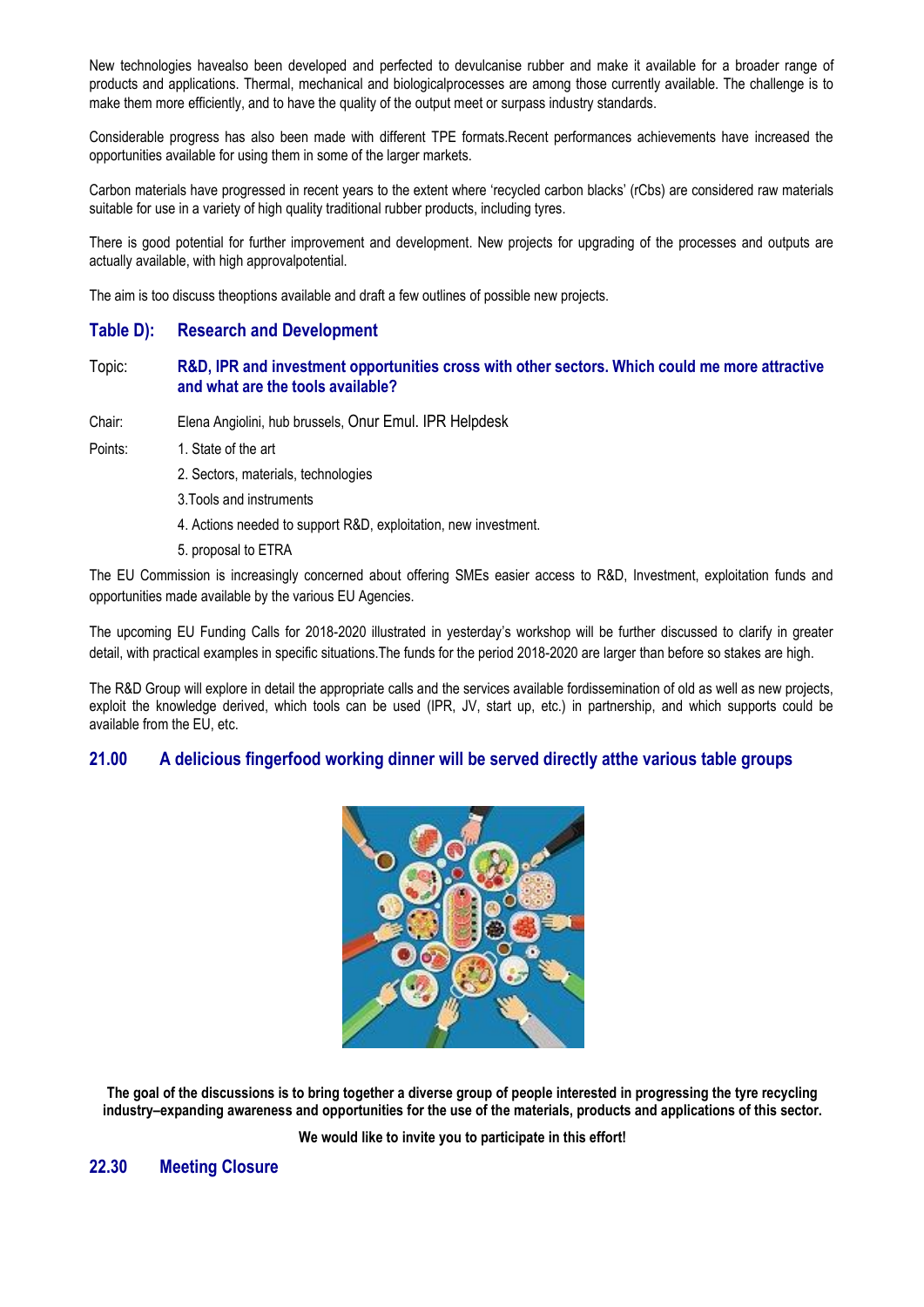New technologies havealso been developed and perfected to devulcanise rubber and make it available for a broader range of products and applications. Thermal, mechanical and biologicalprocesses are among those currently available. The challenge is to make them more efficiently, and to have the quality of the output meet or surpass industry standards.

Considerable progress has also been made with different TPE formats.Recent performances achievements have increased the opportunities available for using them in some of the larger markets.

Carbon materials have progressed in recent years to the extent where 'recycled carbon blacks' (rCbs) are considered raw materials suitable for use in a variety of high quality traditional rubber products, including tyres.

There is good potential for further improvement and development. New projects for upgrading of the processes and outputs are actually available, with high approvalpotential.

The aim is too discuss theoptions available and draft a few outlines of possible new projects.

## Table D): Research and Development

**Topic:** **R&D, IPR and investment opportunities cross with other sectors. Which could me more attractive and what are the tools available?**

**Chair:** Elena Angiolini, hub brussels, Onur Emul. IPR Helpdesk

**Points:**

1. State of the art
2. Sectors, materials, technologies
3. Tools and instruments
4. Actions needed to support R&D, exploitation, new investment.
5. proposal to ETRA

The EU Commission is increasingly concerned about offering SMEs easier access to R&D, Investment, exploitation funds and opportunities made available by the various EU Agencies.

The upcoming EU Funding Calls for 2018-2020 illustrated in yesterday's workshop will be further discussed to clarify in greater detail, with practical examples in specific situations.The funds for the period 2018-2020 are larger than before so stakes are high.

The R&D Group will explore in detail the appropriate calls and the services available fordissemination of old as well as new projects, exploit the knowledge derived, which tools can be used (IPR, JV, start up, etc.) in partnership, and which supports could be available from the EU, etc.

## 21.00 A delicious fingerfood working dinner will be served directly atthe various table groups

**The goal of the discussions is to bring together a diverse group of people interested in progressing the tyre recycling industry–expanding awareness and opportunities for the use of the materials, products and applications of this sector.**

**We would like to invite you to participate in this effort!**

## 22.30 Meeting Closure